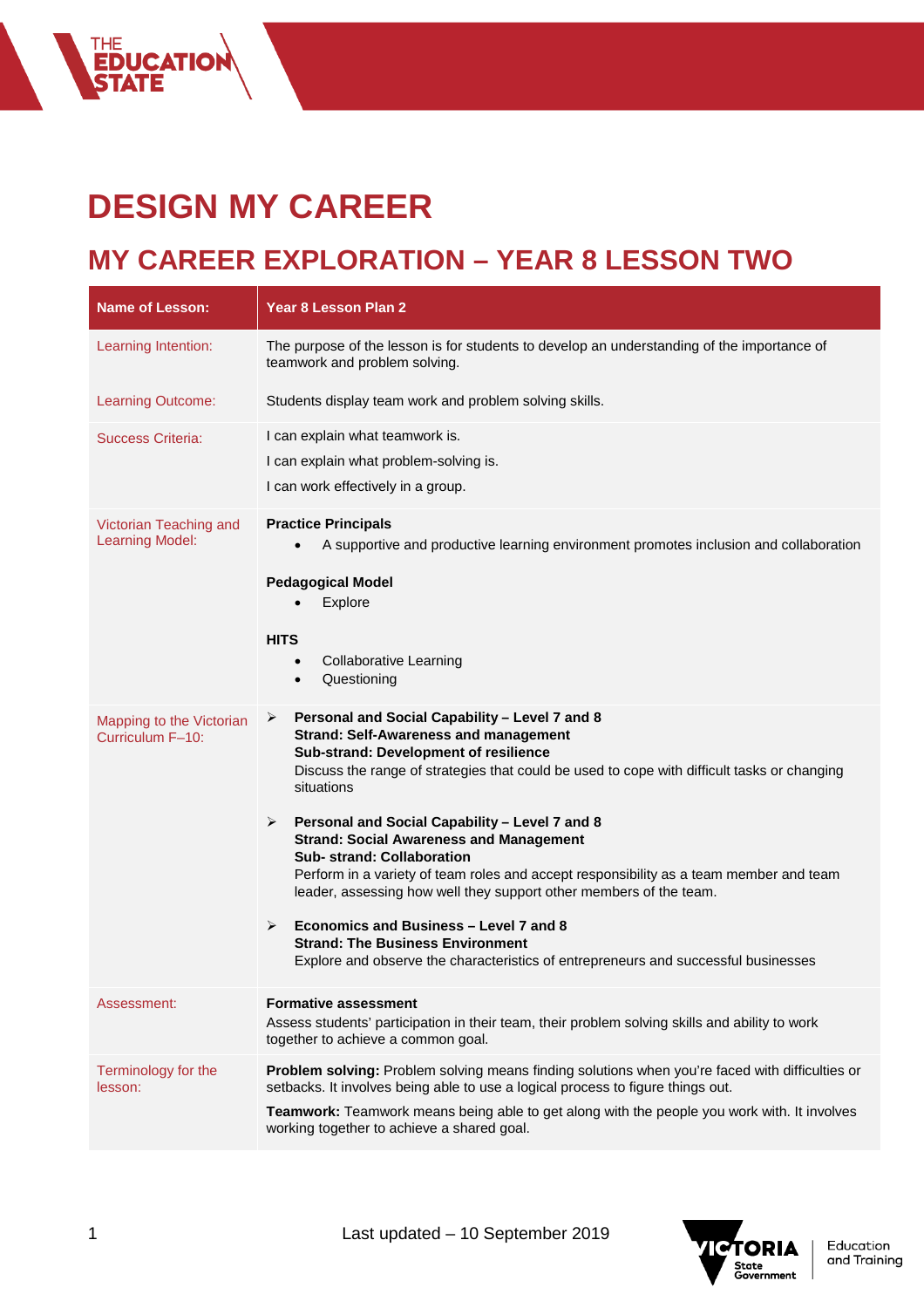# DESIGN MY CAREER

## MY CAREER EXPLORATION – YEAR 8 LESSON TWO

| Name of Lesson: | Year 8 Lesson Plan 2 |
|---|---|
| Learning Intention: | The purpose of the lesson is for students to develop an understanding of the importance of teamwork and problem solving. |
| Learning Outcome: | Students display team work and problem solving skills. |
| Success Criteria: | I can explain what teamwork is.<br>I can explain what problem-solving is.<br>I can work effectively in a group. |
| Victorian Teaching and Learning Model: | **Practice Principles**<br>• A supportive and productive learning environment promotes inclusion and collaboration<br><br>**Pedagogical Model**<br>• Explore<br><br>**HITS**<br>• Collaborative Learning<br>• Questioning |
| Mapping to the Victorian Curriculum F–10: | ➢ **Personal and Social Capability – Level 7 and 8**<br>**Strand: Self-Awareness and management**<br>**Sub-strand: Development of resilience**<br>Discuss the range of strategies that could be used to cope with difficult tasks or changing situations<br><br>➢ **Personal and Social Capability – Level 7 and 8**<br>**Strand: Social Awareness and Management**<br>**Sub- strand: Collaboration**<br>Perform in a variety of team roles and accept responsibility as a team member and team leader, assessing how well they support other members of the team.<br><br>➢ **Economics and Business – Level 7 and 8**<br>**Strand: The Business Environment**<br>Explore and observe the characteristics of entrepreneurs and successful businesses |
| Assessment: | **Formative assessment**<br>Assess students' participation in their team, their problem solving skills and ability to work together to achieve a common goal. |
| Terminology for the lesson: | **Problem solving:** Problem solving means finding solutions when you're faced with difficulties or setbacks. It involves being able to use a logical process to figure things out.<br>**Teamwork:** Teamwork means being able to get along with the people you work with. It involves working together to achieve a shared goal. |

Last updated – 10 September 2019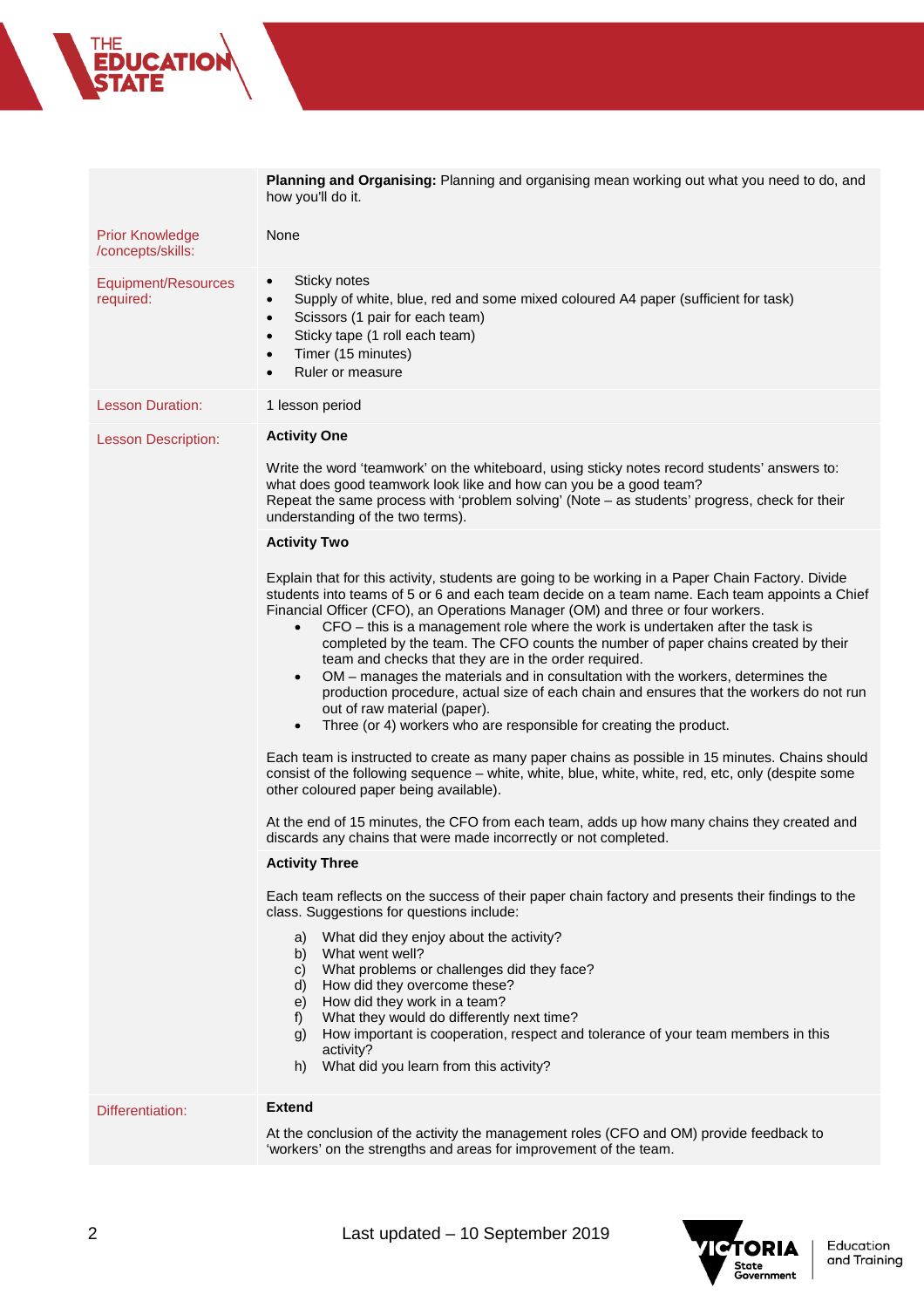| | |
|---|---|
| | **Planning and Organising:** Planning and organising mean working out what you need to do, and how you'll do it. |
| Prior Knowledge /concepts/skills: | None |
| Equipment/Resources required: | • Sticky notes<br>• Supply of white, blue, red and some mixed coloured A4 paper (sufficient for task)<br>• Scissors (1 pair for each team)<br>• Sticky tape (1 roll each team)<br>• Timer (15 minutes)<br>• Ruler or measure |
| Lesson Duration: | 1 lesson period |
| Lesson Description: | **Activity One**<br><br>Write the word 'teamwork' on the whiteboard, using sticky notes record students' answers to: what does good teamwork look like and how can you be a good team?<br>Repeat the same process with 'problem solving' (Note – as students' progress, check for their understanding of the two terms). |
| | **Activity Two**<br><br>Explain that for this activity, students are going to be working in a Paper Chain Factory. Divide students into teams of 5 or 6 and each team decide on a team name. Each team appoints a Chief Financial Officer (CFO), an Operations Manager (OM) and three or four workers.<br>• CFO – this is a management role where the work is undertaken after the task is completed by the team. The CFO counts the number of paper chains created by their team and checks that they are in the order required.<br>• OM – manages the materials and in consultation with the workers, determines the production procedure, actual size of each chain and ensures that the workers do not run out of raw material (paper).<br>• Three (or 4) workers who are responsible for creating the product.<br><br>Each team is instructed to create as many paper chains as possible in 15 minutes. Chains should consist of the following sequence – white, white, blue, white, white, red, etc, only (despite some other coloured paper being available).<br><br>At the end of 15 minutes, the CFO from each team, adds up how many chains they created and discards any chains that were made incorrectly or not completed. |
| | **Activity Three**<br><br>Each team reflects on the success of their paper chain factory and presents their findings to the class. Suggestions for questions include:<br><br>a) What did they enjoy about the activity?<br>b) What went well?<br>c) What problems or challenges did they face?<br>d) How did they overcome these?<br>e) How did they work in a team?<br>f) What they would do differently next time?<br>g) How important is cooperation, respect and tolerance of your team members in this activity?<br>h) What did you learn from this activity? |
| Differentiation: | **Extend**<br><br>At the conclusion of the activity the management roles (CFO and OM) provide feedback to 'workers' on the strengths and areas for improvement of the team. |

Last updated – 10 September 2019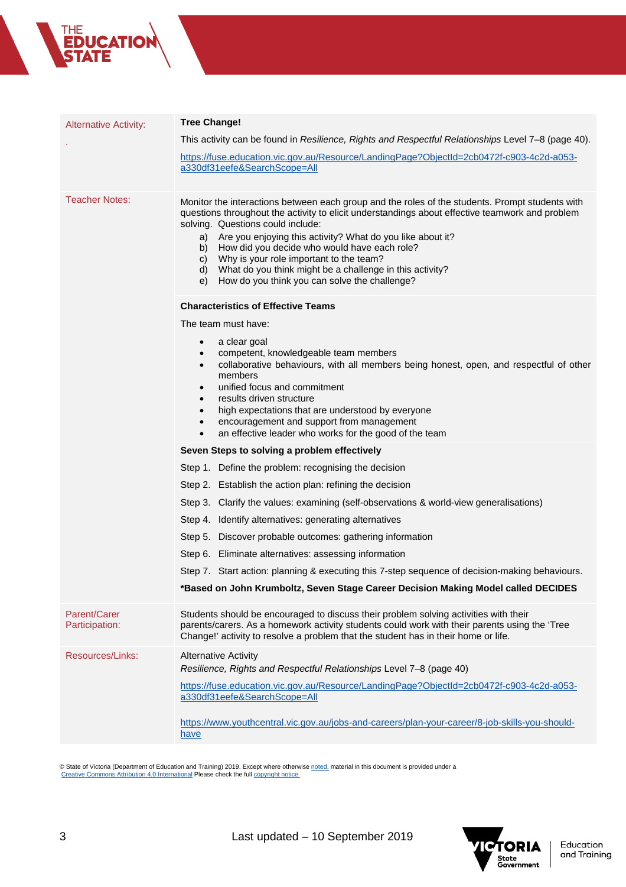| | |
|---|---|
| Alternative Activity: | **Tree Change!**<br>This activity can be found in *Resilience, Rights and Respectful Relationships* Level 7–8 (page 40).<br>https://fuse.education.vic.gov.au/Resource/LandingPage?ObjectId=2cb0472f-c903-4c2d-a053-a330df31eefe&SearchScope=All |
| Teacher Notes: | Monitor the interactions between each group and the roles of the students. Prompt students with questions throughout the activity to elicit understandings about effective teamwork and problem solving. Questions could include:<br>a) Are you enjoying this activity? What do you like about it?<br>b) How did you decide who would have each role?<br>c) Why is your role important to the team?<br>d) What do you think might be a challenge in this activity?<br>e) How do you think you can solve the challenge?<br><br>**Characteristics of Effective Teams**<br>The team must have:<br>• a clear goal<br>• competent, knowledgeable team members<br>• collaborative behaviours, with all members being honest, open, and respectful of other members<br>• unified focus and commitment<br>• results driven structure<br>• high expectations that are understood by everyone<br>• encouragement and support from management<br>• an effective leader who works for the good of the team<br><br>**Seven Steps to solving a problem effectively**<br>Step 1. Define the problem: recognising the decision<br>Step 2. Establish the action plan: refining the decision<br>Step 3. Clarify the values: examining (self-observations & world-view generalisations)<br>Step 4. Identify alternatives: generating alternatives<br>Step 5. Discover probable outcomes: gathering information<br>Step 6. Eliminate alternatives: assessing information<br>Step 7. Start action: planning & executing this 7-step sequence of decision-making behaviours.<br>**\*Based on John Krumboltz, Seven Stage Career Decision Making Model called DECIDES** |
| Parent/Carer Participation: | Students should be encouraged to discuss their problem solving activities with their parents/carers. As a homework activity students could work with their parents using the 'Tree Change!' activity to resolve a problem that the student has in their home or life. |
| Resources/Links: | Alternative Activity<br>*Resilience, Rights and Respectful Relationships* Level 7–8 (page 40)<br>https://fuse.education.vic.gov.au/Resource/LandingPage?ObjectId=2cb0472f-c903-4c2d-a053-a330df31eefe&SearchScope=All<br><br>https://www.youthcentral.vic.gov.au/jobs-and-careers/plan-your-career/8-job-skills-you-should-have |

© State of Victoria (Department of Education and Training) 2019. Except where otherwise noted, material in this document is provided under a Creative Commons Attribution 4.0 International Please check the full copyright notice

Last updated – 10 September 2019